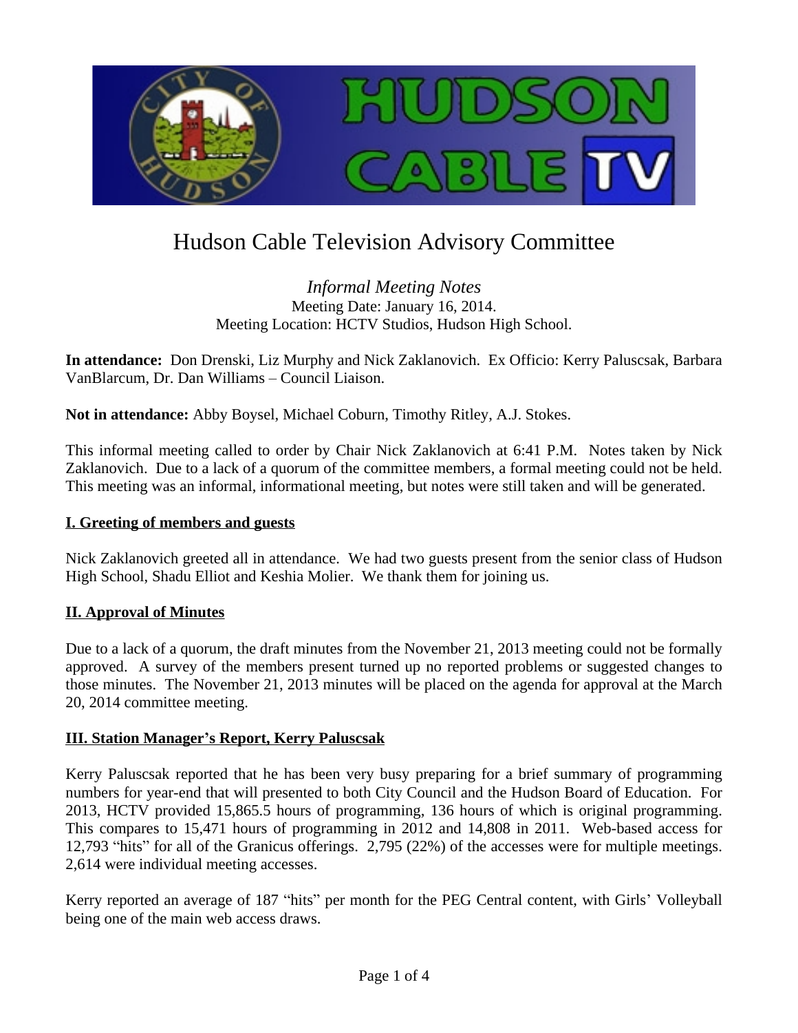# Hudson Cable Television Advisory Committee

*Informal Meeting Notes*
Meeting Date: January 16, 2014.
Meeting Location: HCTV Studios, Hudson High School.

**In attendance:** Don Drenski, Liz Murphy and Nick Zaklanovich. Ex Officio: Kerry Paluscsak, Barbara VanBlarcum, Dr. Dan Williams – Council Liaison.

**Not in attendance:** Abby Boysel, Michael Coburn, Timothy Ritley, A.J. Stokes.

This informal meeting called to order by Chair Nick Zaklanovich at 6:41 P.M. Notes taken by Nick Zaklanovich. Due to a lack of a quorum of the committee members, a formal meeting could not be held. This meeting was an informal, informational meeting, but notes were still taken and will be generated.

## I. Greeting of members and guests

Nick Zaklanovich greeted all in attendance. We had two guests present from the senior class of Hudson High School, Shadu Elliot and Keshia Molier. We thank them for joining us.

## II. Approval of Minutes

Due to a lack of a quorum, the draft minutes from the November 21, 2013 meeting could not be formally approved. A survey of the members present turned up no reported problems or suggested changes to those minutes. The November 21, 2013 minutes will be placed on the agenda for approval at the March 20, 2014 committee meeting.

## III. Station Manager's Report, Kerry Paluscsak

Kerry Paluscsak reported that he has been very busy preparing for a brief summary of programming numbers for year-end that will presented to both City Council and the Hudson Board of Education. For 2013, HCTV provided 15,865.5 hours of programming, 136 hours of which is original programming. This compares to 15,471 hours of programming in 2012 and 14,808 in 2011. Web-based access for 12,793 "hits" for all of the Granicus offerings. 2,795 (22%) of the accesses were for multiple meetings. 2,614 were individual meeting accesses.

Kerry reported an average of 187 "hits" per month for the PEG Central content, with Girls' Volleyball being one of the main web access draws.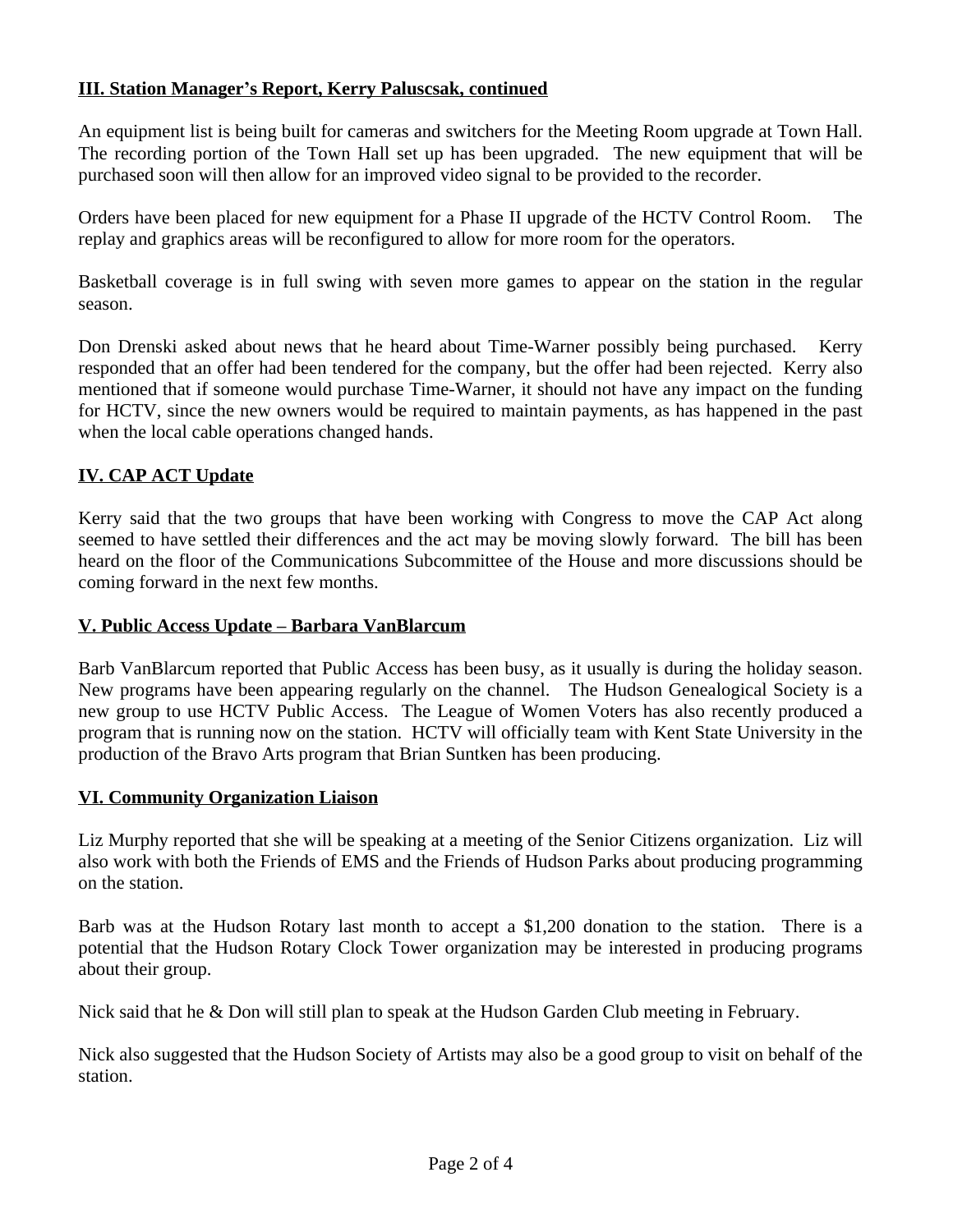## III. Station Manager's Report, Kerry Paluscsak, continued

An equipment list is being built for cameras and switchers for the Meeting Room upgrade at Town Hall. The recording portion of the Town Hall set up has been upgraded. The new equipment that will be purchased soon will then allow for an improved video signal to be provided to the recorder.

Orders have been placed for new equipment for a Phase II upgrade of the HCTV Control Room. The replay and graphics areas will be reconfigured to allow for more room for the operators.

Basketball coverage is in full swing with seven more games to appear on the station in the regular season.

Don Drenski asked about news that he heard about Time-Warner possibly being purchased. Kerry responded that an offer had been tendered for the company, but the offer had been rejected. Kerry also mentioned that if someone would purchase Time-Warner, it should not have any impact on the funding for HCTV, since the new owners would be required to maintain payments, as has happened in the past when the local cable operations changed hands.

## IV. CAP ACT Update

Kerry said that the two groups that have been working with Congress to move the CAP Act along seemed to have settled their differences and the act may be moving slowly forward. The bill has been heard on the floor of the Communications Subcommittee of the House and more discussions should be coming forward in the next few months.

## V. Public Access Update – Barbara VanBlarcum

Barb VanBlarcum reported that Public Access has been busy, as it usually is during the holiday season. New programs have been appearing regularly on the channel. The Hudson Genealogical Society is a new group to use HCTV Public Access. The League of Women Voters has also recently produced a program that is running now on the station. HCTV will officially team with Kent State University in the production of the Bravo Arts program that Brian Suntken has been producing.

## VI. Community Organization Liaison

Liz Murphy reported that she will be speaking at a meeting of the Senior Citizens organization. Liz will also work with both the Friends of EMS and the Friends of Hudson Parks about producing programming on the station.

Barb was at the Hudson Rotary last month to accept a $1,200 donation to the station. There is a potential that the Hudson Rotary Clock Tower organization may be interested in producing programs about their group.

Nick said that he & Don will still plan to speak at the Hudson Garden Club meeting in February.

Nick also suggested that the Hudson Society of Artists may also be a good group to visit on behalf of the station.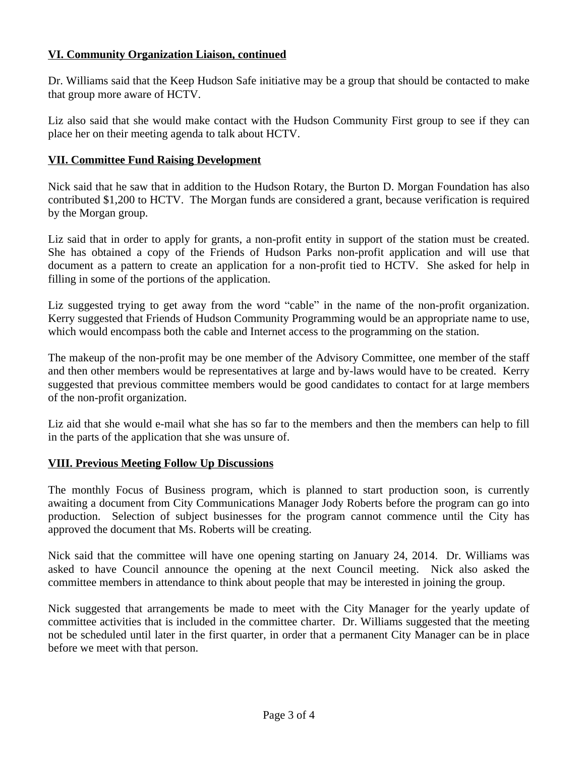## VI. Community Organization Liaison, continued

Dr. Williams said that the Keep Hudson Safe initiative may be a group that should be contacted to make that group more aware of HCTV.

Liz also said that she would make contact with the Hudson Community First group to see if they can place her on their meeting agenda to talk about HCTV.

## VII. Committee Fund Raising Development

Nick said that he saw that in addition to the Hudson Rotary, the Burton D. Morgan Foundation has also contributed $1,200 to HCTV. The Morgan funds are considered a grant, because verification is required by the Morgan group.

Liz said that in order to apply for grants, a non-profit entity in support of the station must be created. She has obtained a copy of the Friends of Hudson Parks non-profit application and will use that document as a pattern to create an application for a non-profit tied to HCTV. She asked for help in filling in some of the portions of the application.

Liz suggested trying to get away from the word "cable" in the name of the non-profit organization. Kerry suggested that Friends of Hudson Community Programming would be an appropriate name to use, which would encompass both the cable and Internet access to the programming on the station.

The makeup of the non-profit may be one member of the Advisory Committee, one member of the staff and then other members would be representatives at large and by-laws would have to be created. Kerry suggested that previous committee members would be good candidates to contact for at large members of the non-profit organization.

Liz aid that she would e-mail what she has so far to the members and then the members can help to fill in the parts of the application that she was unsure of.

## VIII. Previous Meeting Follow Up Discussions

The monthly Focus of Business program, which is planned to start production soon, is currently awaiting a document from City Communications Manager Jody Roberts before the program can go into production. Selection of subject businesses for the program cannot commence until the City has approved the document that Ms. Roberts will be creating.

Nick said that the committee will have one opening starting on January 24, 2014. Dr. Williams was asked to have Council announce the opening at the next Council meeting. Nick also asked the committee members in attendance to think about people that may be interested in joining the group.

Nick suggested that arrangements be made to meet with the City Manager for the yearly update of committee activities that is included in the committee charter. Dr. Williams suggested that the meeting not be scheduled until later in the first quarter, in order that a permanent City Manager can be in place before we meet with that person.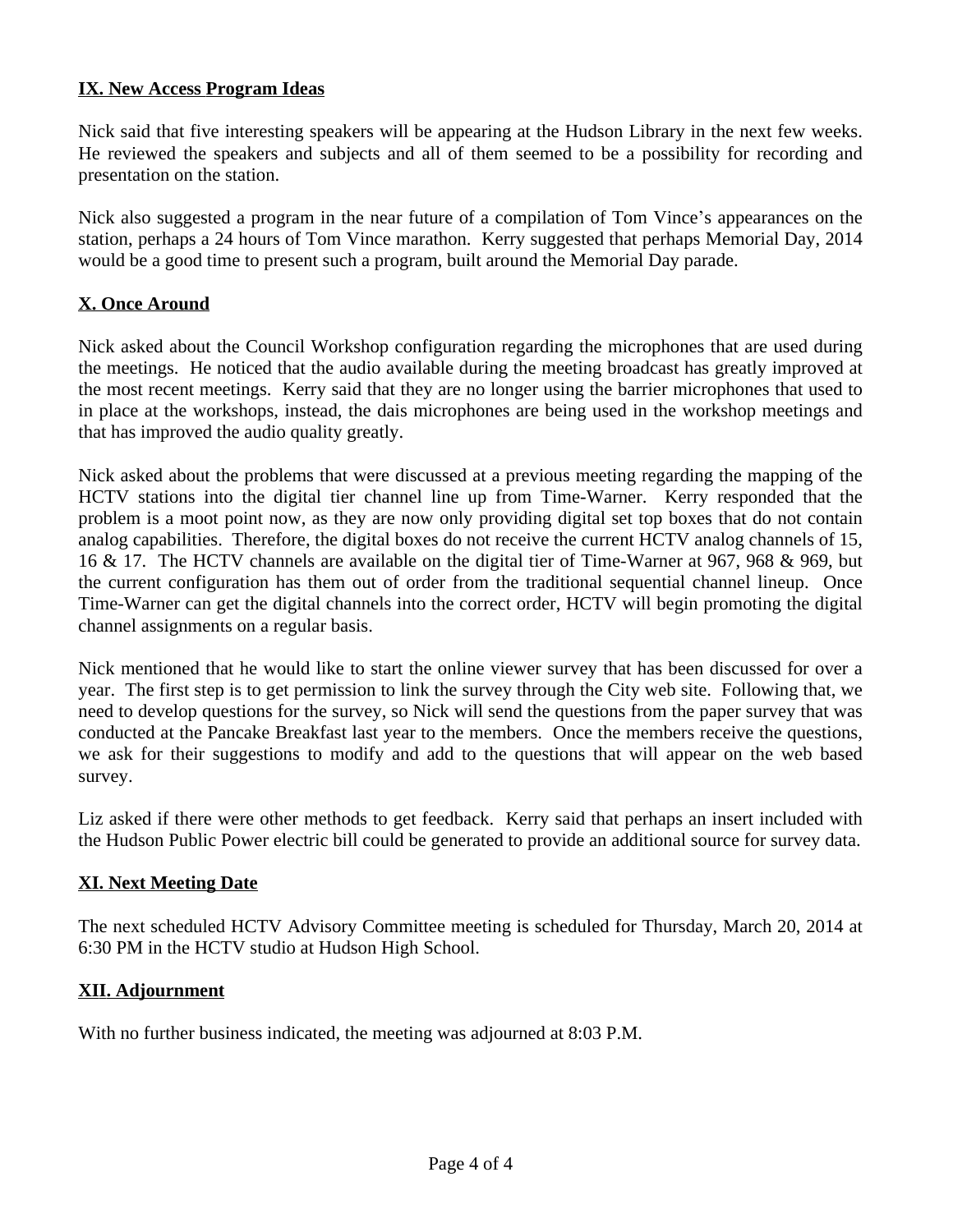## IX. New Access Program Ideas

Nick said that five interesting speakers will be appearing at the Hudson Library in the next few weeks. He reviewed the speakers and subjects and all of them seemed to be a possibility for recording and presentation on the station.

Nick also suggested a program in the near future of a compilation of Tom Vince's appearances on the station, perhaps a 24 hours of Tom Vince marathon. Kerry suggested that perhaps Memorial Day, 2014 would be a good time to present such a program, built around the Memorial Day parade.

## X. Once Around

Nick asked about the Council Workshop configuration regarding the microphones that are used during the meetings. He noticed that the audio available during the meeting broadcast has greatly improved at the most recent meetings. Kerry said that they are no longer using the barrier microphones that used to in place at the workshops, instead, the dais microphones are being used in the workshop meetings and that has improved the audio quality greatly.

Nick asked about the problems that were discussed at a previous meeting regarding the mapping of the HCTV stations into the digital tier channel line up from Time-Warner. Kerry responded that the problem is a moot point now, as they are now only providing digital set top boxes that do not contain analog capabilities. Therefore, the digital boxes do not receive the current HCTV analog channels of 15, 16 & 17. The HCTV channels are available on the digital tier of Time-Warner at 967, 968 & 969, but the current configuration has them out of order from the traditional sequential channel lineup. Once Time-Warner can get the digital channels into the correct order, HCTV will begin promoting the digital channel assignments on a regular basis.

Nick mentioned that he would like to start the online viewer survey that has been discussed for over a year. The first step is to get permission to link the survey through the City web site. Following that, we need to develop questions for the survey, so Nick will send the questions from the paper survey that was conducted at the Pancake Breakfast last year to the members. Once the members receive the questions, we ask for their suggestions to modify and add to the questions that will appear on the web based survey.

Liz asked if there were other methods to get feedback. Kerry said that perhaps an insert included with the Hudson Public Power electric bill could be generated to provide an additional source for survey data.

## XI. Next Meeting Date

The next scheduled HCTV Advisory Committee meeting is scheduled for Thursday, March 20, 2014 at 6:30 PM in the HCTV studio at Hudson High School.

## XII. Adjournment

With no further business indicated, the meeting was adjourned at 8:03 P.M.